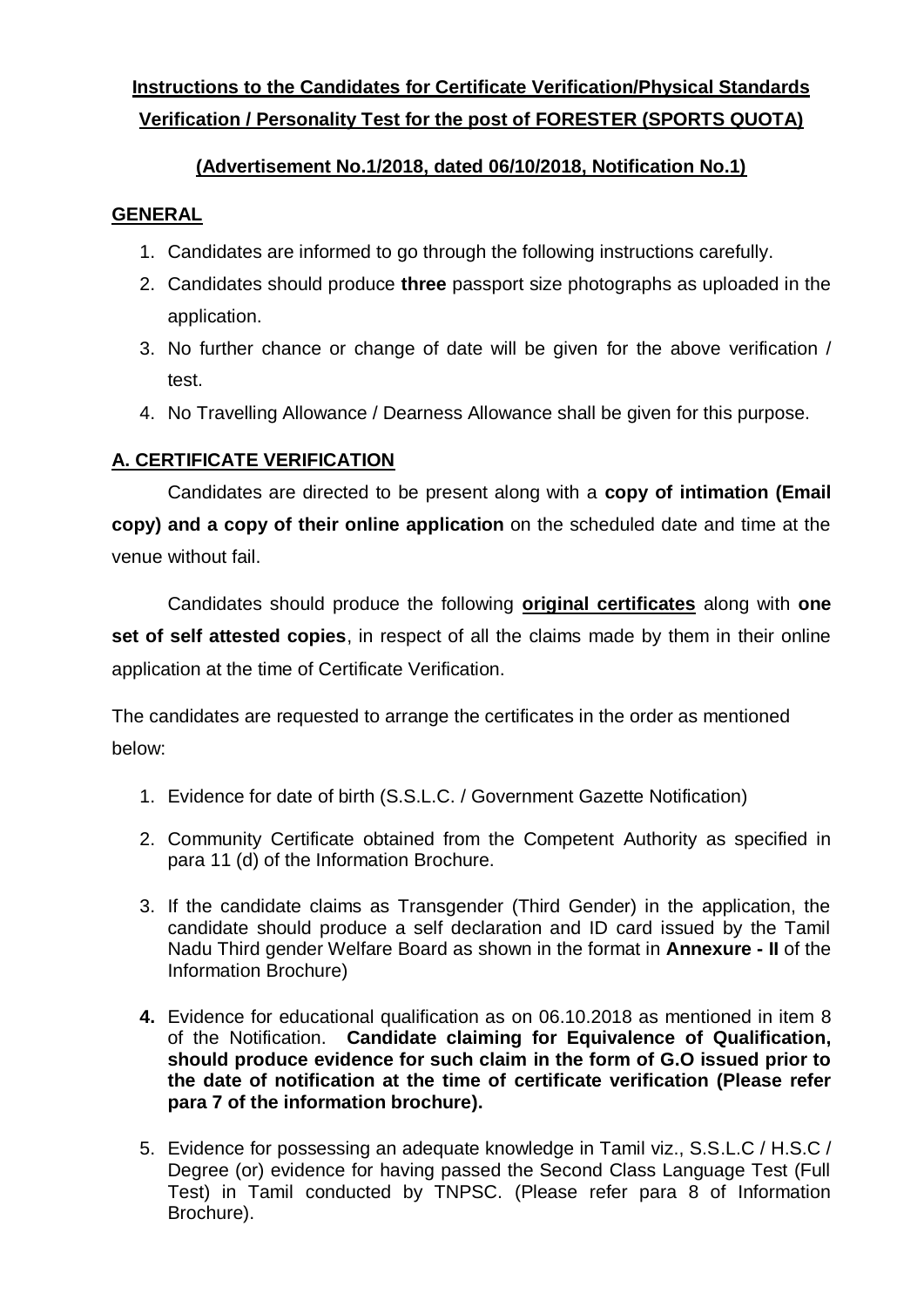# Instructions to the Candidates for Certificate Verification/Physical Standards Verification / Personality Test for the post of FORESTER (SPORTS QUOTA)

## (Advertisement No.1/2018, dated 06/10/2018, Notification No.1)

## GENERAL

1. Candidates are informed to go through the following instructions carefully.
2. Candidates should produce **three** passport size photographs as uploaded in the application.
3. No further chance or change of date will be given for the above verification / test.
4. No Travelling Allowance / Dearness Allowance shall be given for this purpose.

## A. CERTIFICATE VERIFICATION

Candidates are directed to be present along with a **copy of intimation (Email copy) and a copy of their online application** on the scheduled date and time at the venue without fail.

Candidates should produce the following **original certificates** along with **one set of self attested copies**, in respect of all the claims made by them in their online application at the time of Certificate Verification.

The candidates are requested to arrange the certificates in the order as mentioned below:

1. Evidence for date of birth (S.S.L.C. / Government Gazette Notification)
2. Community Certificate obtained from the Competent Authority as specified in para 11 (d) of the Information Brochure.
3. If the candidate claims as Transgender (Third Gender) in the application, the candidate should produce a self declaration and ID card issued by the Tamil Nadu Third gender Welfare Board as shown in the format in **Annexure - II** of the Information Brochure)
4. Evidence for educational qualification as on 06.10.2018 as mentioned in item 8 of the Notification. **Candidate claiming for Equivalence of Qualification, should produce evidence for such claim in the form of G.O issued prior to the date of notification at the time of certificate verification (Please refer para 7 of the information brochure).**
5. Evidence for possessing an adequate knowledge in Tamil viz., S.S.L.C / H.S.C / Degree (or) evidence for having passed the Second Class Language Test (Full Test) in Tamil conducted by TNPSC. (Please refer para 8 of Information Brochure).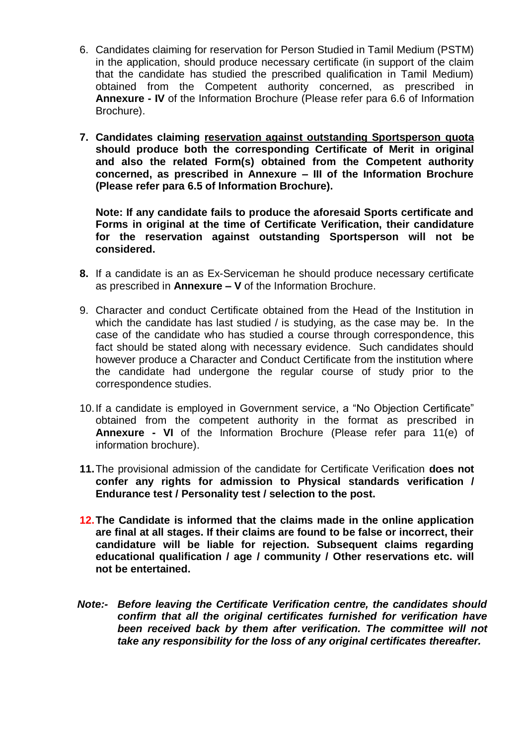6. Candidates claiming for reservation for Person Studied in Tamil Medium (PSTM) in the application, should produce necessary certificate (in support of the claim that the candidate has studied the prescribed qualification in Tamil Medium) obtained from the Competent authority concerned, as prescribed in **Annexure - IV** of the Information Brochure (Please refer para 6.6 of Information Brochure).

7. **Candidates claiming <u>reservation against outstanding Sportsperson quota</u> should produce both the corresponding Certificate of Merit in original and also the related Form(s) obtained from the Competent authority concerned, as prescribed in Annexure – III of the Information Brochure (Please refer para 6.5 of Information Brochure).**

   **Note: If any candidate fails to produce the aforesaid Sports certificate and Forms in original at the time of Certificate Verification, their candidature for the reservation against outstanding Sportsperson will not be considered.**

8. If a candidate is an as Ex-Serviceman he should produce necessary certificate as prescribed in **Annexure – V** of the Information Brochure.

9. Character and conduct Certificate obtained from the Head of the Institution in which the candidate has last studied / is studying, as the case may be. In the case of the candidate who has studied a course through correspondence, this fact should be stated along with necessary evidence. Such candidates should however produce a Character and Conduct Certificate from the institution where the candidate had undergone the regular course of study prior to the correspondence studies.

10. If a candidate is employed in Government service, a "No Objection Certificate" obtained from the competent authority in the format as prescribed in **Annexure - VI** of the Information Brochure (Please refer para 11(e) of information brochure).

11. The provisional admission of the candidate for Certificate Verification **does not confer any rights for admission to Physical standards verification / Endurance test / Personality test / selection to the post.**

12. **The Candidate is informed that the claims made in the online application are final at all stages. If their claims are found to be false or incorrect, their candidature will be liable for rejection. Subsequent claims regarding educational qualification / age / community / Other reservations etc. will not be entertained.**

***Note:- Before leaving the Certificate Verification centre, the candidates should confirm that all the original certificates furnished for verification have been received back by them after verification. The committee will not take any responsibility for the loss of any original certificates thereafter.***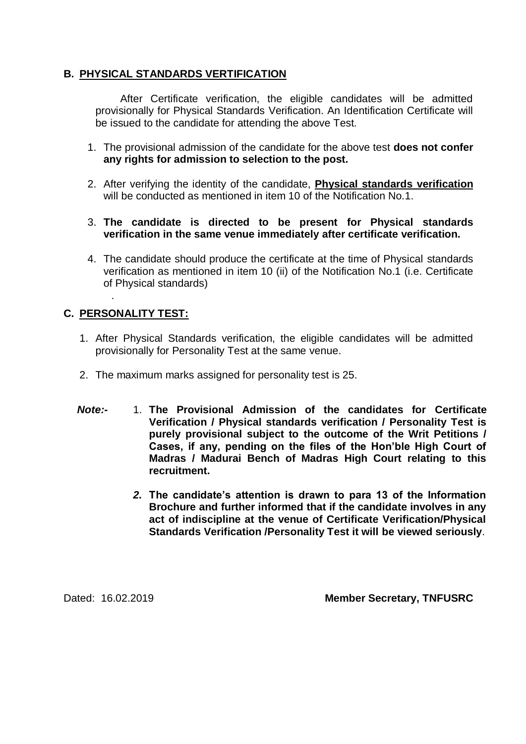## B. PHYSICAL STANDARDS VERTIFICATION

After Certificate verification, the eligible candidates will be admitted provisionally for Physical Standards Verification. An Identification Certificate will be issued to the candidate for attending the above Test.

1. The provisional admission of the candidate for the above test **does not confer any rights for admission to selection to the post.**

2. After verifying the identity of the candidate, **Physical standards verification** will be conducted as mentioned in item 10 of the Notification No.1.

3. **The candidate is directed to be present for Physical standards verification in the same venue immediately after certificate verification.**

4. The candidate should produce the certificate at the time of Physical standards verification as mentioned in item 10 (ii) of the Notification No.1 (i.e. Certificate of Physical standards)

.

## C. PERSONALITY TEST:

1. After Physical Standards verification, the eligible candidates will be admitted provisionally for Personality Test at the same venue.

2. The maximum marks assigned for personality test is 25.

***Note:-***

1. **The Provisional Admission of the candidates for Certificate Verification / Physical standards verification / Personality Test is purely provisional subject to the outcome of the Writ Petitions / Cases, if any, pending on the files of the Hon'ble High Court of Madras / Madurai Bench of Madras High Court relating to this recruitment.**

2. **The candidate's attention is drawn to para 13 of the Information Brochure and further informed that if the candidate involves in any act of indiscipline at the venue of Certificate Verification/Physical Standards Verification /Personality Test it will be viewed seriously**.

Dated: 16.02.2019

**Member Secretary, TNFUSRC**